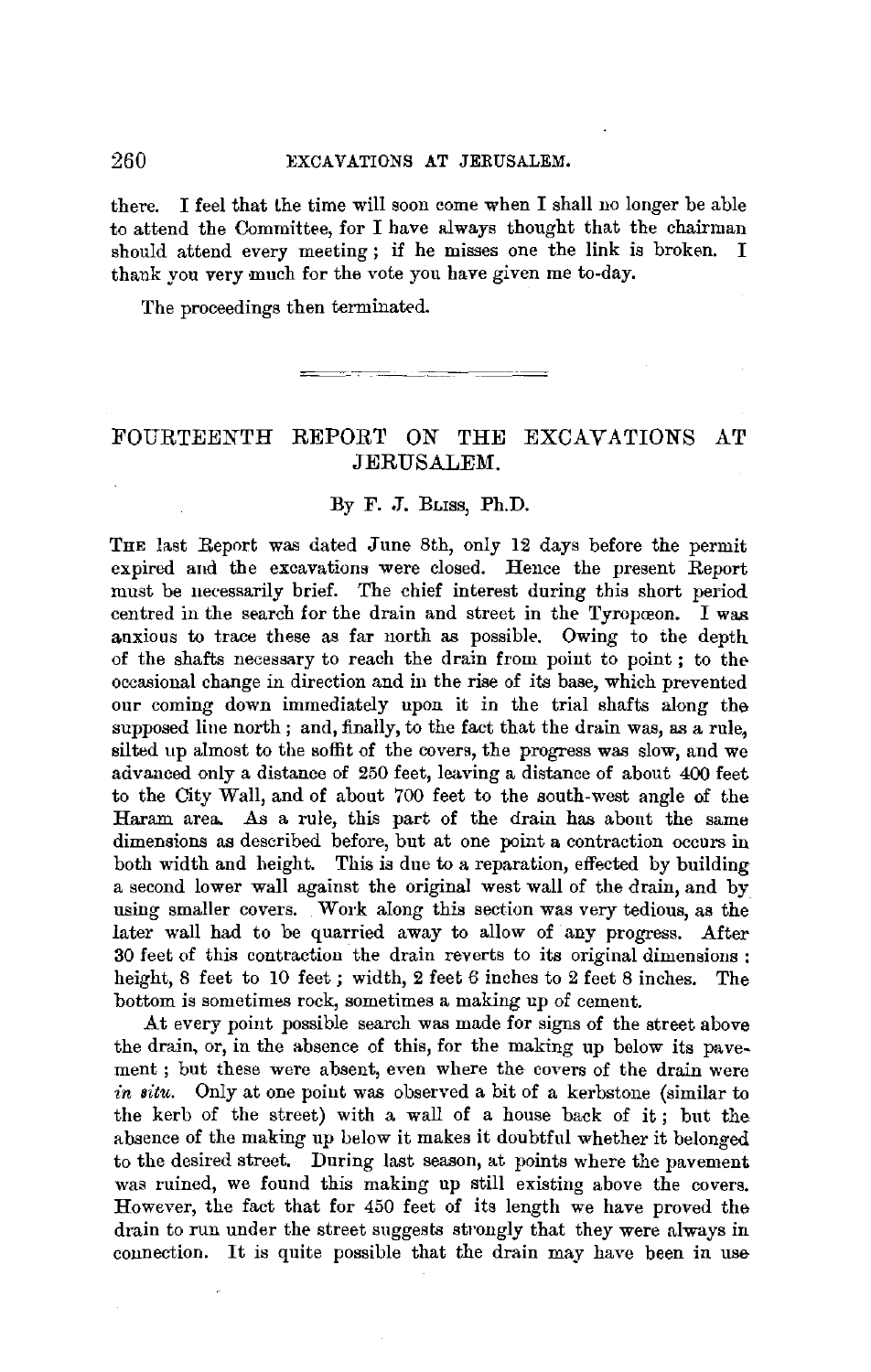there. I feel that the time will soon come when I shall no longer be able to attend the Committee, for I have always thought that the chairman should attend every meeting; if he misses one the link is broken. I thank you very much for the vote you have given me to-day.

The proceedings then terminated.

---

# FOURTEENTH REPORT ON THE EXCAVATIONS AT JERUSALEM.

By F. J. Bliss, Ph.D.

The last Report was dated June 8th, only 12 days before the permit expired and the excavations were closed. Hence the present Report must be necessarily brief. The chief interest during this short period centred in the search for the drain and street in the Tyropœon. I was anxious to trace these as far north as possible. Owing to the depth of the shafts necessary to reach the drain from point to point; to the occasional change in direction and in the rise of its base, which prevented our coming down immediately upon it in the trial shafts along the supposed line north; and, finally, to the fact that the drain was, as a rule, silted up almost to the soffit of the covers, the progress was slow, and we advanced only a distance of 250 feet, leaving a distance of about 400 feet to the City Wall, and of about 700 feet to the south-west angle of the Haram area. As a rule, this part of the drain has about the same dimensions as described before, but at one point a contraction occurs in both width and height. This is due to a reparation, effected by building a second lower wall against the original west wall of the drain, and by using smaller covers. Work along this section was very tedious, as the later wall had to be quarried away to allow of any progress. After 30 feet of this contraction the drain reverts to its original dimensions: height, 8 feet to 10 feet; width, 2 feet 6 inches to 2 feet 8 inches. The bottom is sometimes rock, sometimes a making up of cement.

At every point possible search was made for signs of the street above the drain, or, in the absence of this, for the making up below its pavement; but these were absent, even where the covers of the drain were *in situ*. Only at one point was observed a bit of a kerbstone (similar to the kerb of the street) with a wall of a house back of it; but the absence of the making up below it makes it doubtful whether it belonged to the desired street. During last season, at points where the pavement was ruined, we found this making up still existing above the covers. However, the fact that for 450 feet of its length we have proved the drain to run under the street suggests strongly that they were always in connection. It is quite possible that the drain may have been in use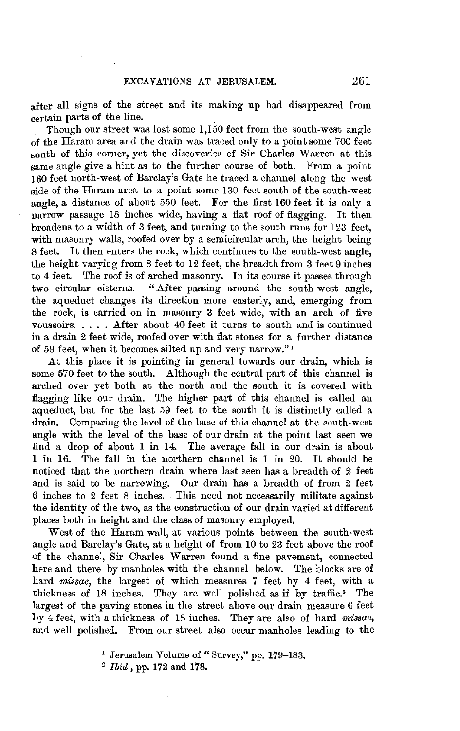after all signs of the street and its making up had disappeared from certain parts of the line.

Though our street was lost some 1,150 feet from the south-west angle of the Haram area and the drain was traced only to a point some 700 feet south of this corner, yet the discoveries of Sir Charles Warren at this same angle give a hint as to the further course of both. From a point 160 feet north-west of Barclay's Gate he traced a channel along the west side of the Haram area to a point some 130 feet south of the south-west angle, a distance of about 550 feet. For the first 160 feet it is only a narrow passage 18 inches wide, having a flat roof of flagging. It then broadens to a width of 3 feet, and turning to the south runs for 123 feet, with masonry walls, roofed over by a semicircular arch, the height being 8 feet. It then enters the rock, which continues to the south-west angle, the height varying from 8 feet to 12 feet, the breadth from 3 feet 9 inches to 4 feet. The roof is of arched masonry. In its course it passes through two circular cisterns. "After passing around the south-west angle, the aqueduct changes its direction more easterly, and, emerging from the rock, is carried on in masonry 3 feet wide, with an arch of five voussoirs. . . . . After about 40 feet it turns to south and is continued in a drain 2 feet wide, roofed over with flat stones for a further distance of 59 feet, when it becomes silted up and very narrow."[1]

At this place it is pointing in general towards our drain, which is some 570 feet to the south. Although the central part of this channel is arched over yet both at the north and the south it is covered with flagging like our drain. The higher part of this channel is called an aqueduct, but for the last 59 feet to the south it is distinctly called a drain. Comparing the level of the base of this channel at the south-west angle with the level of the base of our drain at the point last seen we find a drop of about 1 in 14. The average fall in our drain is about 1 in 16. The fall in the northern channel is 1 in 20. It should be noticed that the northern drain where last seen has a breadth of 2 feet and is said to be narrowing. Our drain has a breadth of from 2 feet 6 inches to 2 feet 8 inches. This need not necessarily militate against the identity of the two, as the construction of our drain varied at different places both in height and the class of masonry employed.

West of the Haram wall, at various points between the south-west angle and Barclay's Gate, at a height of from 10 to 23 feet above the roof of the channel, Sir Charles Warren found a fine pavement, connected here and there by manholes with the channel below. The blocks are of hard *missae*, the largest of which measures 7 feet by 4 feet, with a thickness of 18 inches. They are well polished as if by traffic.[2] The largest of the paving stones in the street above our drain measure 6 feet by 4 feet, with a thickness of 18 inches. They are also of hard *missae*, and well polished. From our street also occur manholes leading to the

[1] Jerusalem Volume of "Survey," pp. 179–183.

[2] *Ibid.*, pp. 172 and 178.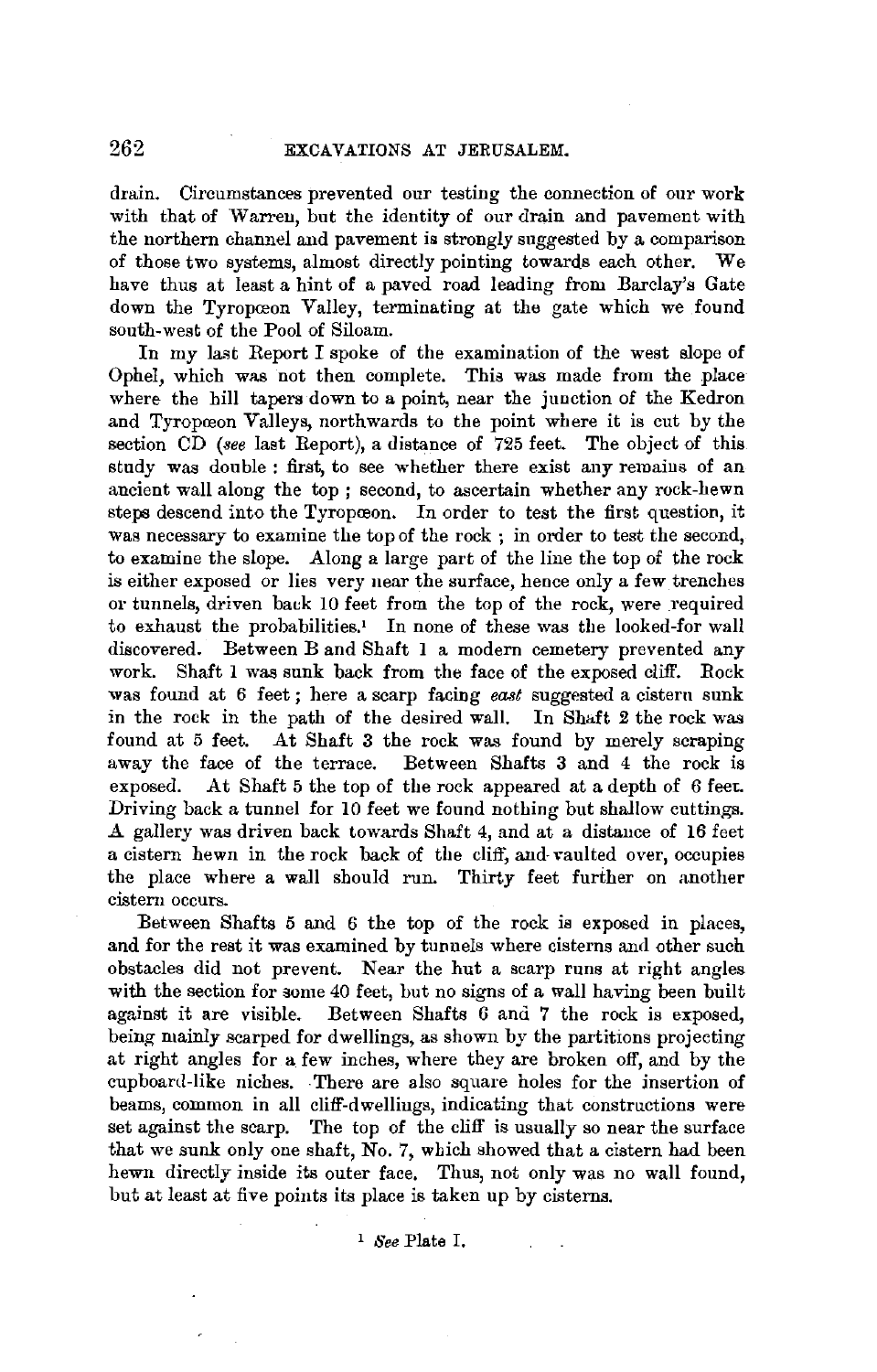drain. Circumstances prevented our testing the connection of our work with that of Warren, but the identity of our drain and pavement with the northern channel and pavement is strongly suggested by a comparison of those two systems, almost directly pointing towards each other. We have thus at least a hint of a paved road leading from Barclay's Gate down the Tyropœon Valley, terminating at the gate which we found south-west of the Pool of Siloam.

In my last Report I spoke of the examination of the west slope of Ophel, which was not then complete. This was made from the place where the hill tapers down to a point, near the junction of the Kedron and Tyropœon Valleys, northwards to the point where it is cut by the section CD (*see* last Report), a distance of 725 feet. The object of this study was double : first, to see whether there exist any remains of an ancient wall along the top ; second, to ascertain whether any rock-hewn steps descend into the Tyropœon. In order to test the first question, it was necessary to examine the top of the rock ; in order to test the second, to examine the slope. Along a large part of the line the top of the rock is either exposed or lies very near the surface, hence only a few trenches or tunnels, driven back 10 feet from the top of the rock, were required to exhaust the probabilities.[1] In none of these was the looked-for wall discovered. Between B and Shaft 1 a modern cemetery prevented any work. Shaft 1 was sunk back from the face of the exposed cliff. Rock was found at 6 feet ; here a scarp facing *east* suggested a cistern sunk in the rock in the path of the desired wall. In Shaft 2 the rock was found at 5 feet. At Shaft 3 the rock was found by merely scraping away the face of the terrace. Between Shafts 3 and 4 the rock is exposed. At Shaft 5 the top of the rock appeared at a depth of 6 feet. Driving back a tunnel for 10 feet we found nothing but shallow cuttings. A gallery was driven back towards Shaft 4, and at a distance of 16 feet a cistern hewn in the rock back of the cliff, and vaulted over, occupies the place where a wall should run. Thirty feet further on another cistern occurs.

Between Shafts 5 and 6 the top of the rock is exposed in places, and for the rest it was examined by tunnels where cisterns and other such obstacles did not prevent. Near the hut a scarp runs at right angles with the section for some 40 feet, but no signs of a wall having been built against it are visible. Between Shafts 6 and 7 the rock is exposed, being mainly scarped for dwellings, as shown by the partitions projecting at right angles for a few inches, where they are broken off, and by the cupboard-like niches. There are also square holes for the insertion of beams, common in all cliff-dwellings, indicating that constructions were set against the scarp. The top of the cliff is usually so near the surface that we sunk only one shaft, No. 7, which showed that a cistern had been hewn directly inside its outer face. Thus, not only was no wall found, but at least at five points its place is taken up by cisterns.

[1] *See* Plate I.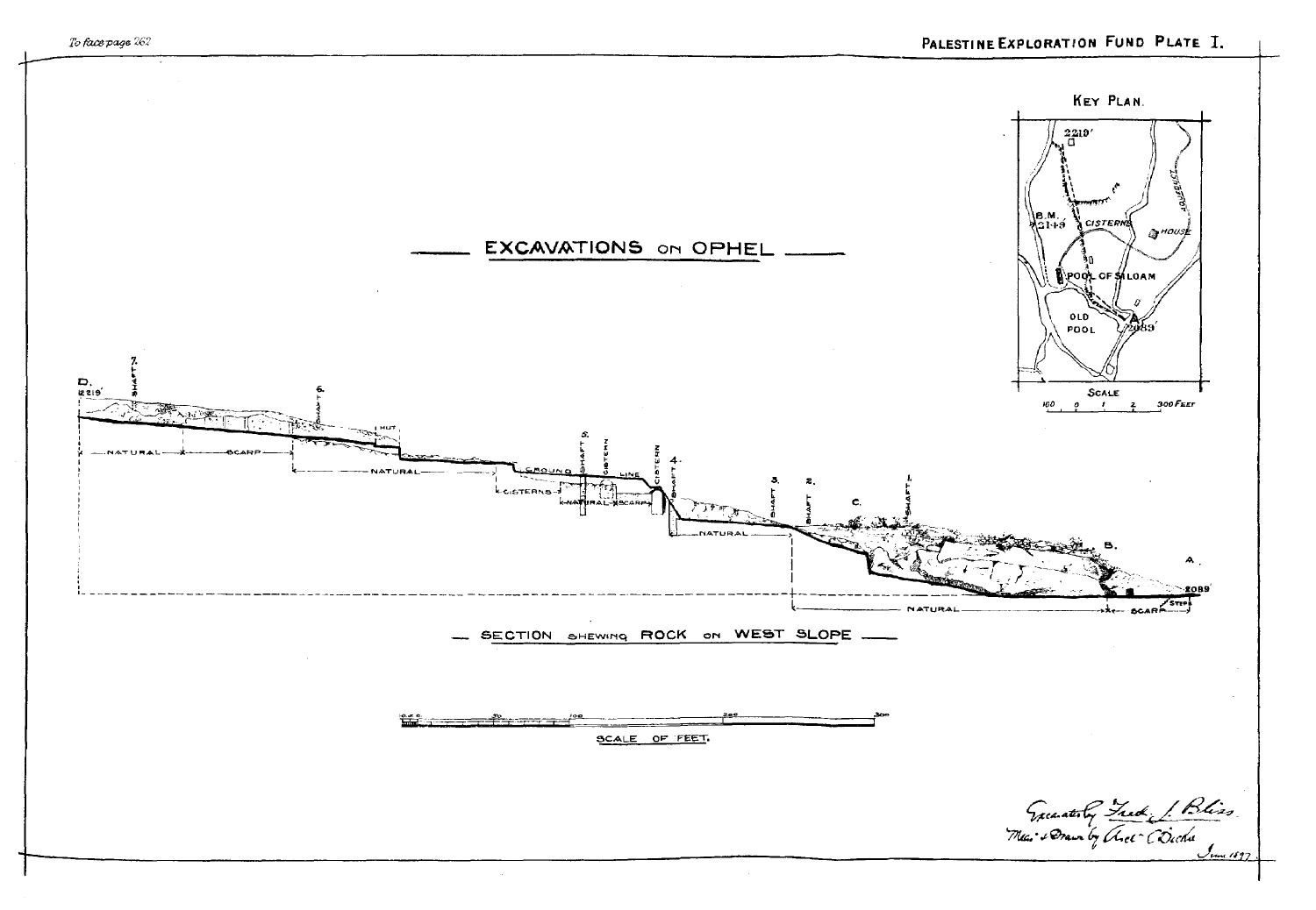To face page 262

PALESTINE EXPLORATION FUND PLATE I.

# EXCAVATIONS ON OPHEL

KEY PLAN.

2219′

B.M. 2149

CISTERNS

HOUSE

AQUEDUCT

POOL OF SILOAM

OLD POOL

2089′

SCALE

100 0 1 2 300 FEET

D. 2219′

SHAFT 7.

SHAFT 6.

HUT

NATURAL — SCARP

NATURAL

GROUND LINE

SHAFT 5.

CISTERN

CISTERN

SHAFT 4.

CISTERNS

NATURAL — SCARP

NATURAL

SHAFT 3.

SHAFT 2.

C.

SHAFT 1.

B.

A.

2089′

STEPS

NATURAL — SCARP

— SECTION SHEWING ROCK ON WEST SLOPE —

SCALE OF FEET.

Excavated by Fred. J. Bliss.

Meas. & Drawn by Arch. C. Dickie

June 1897.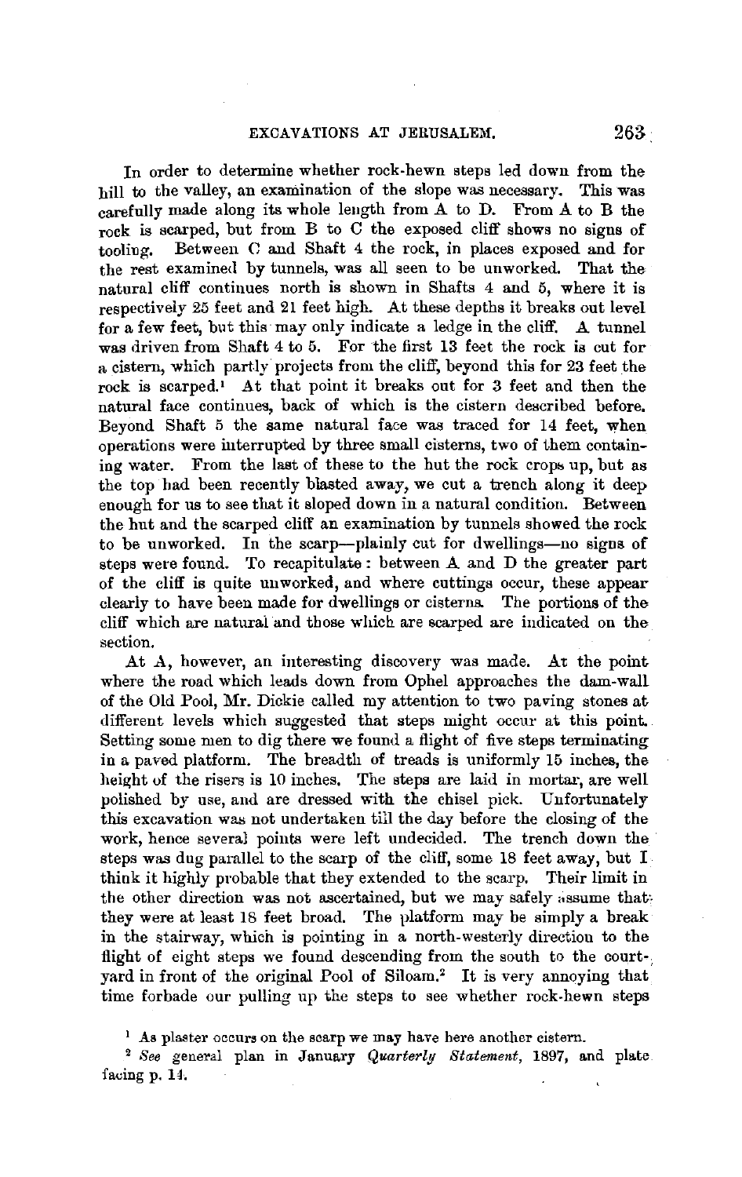In order to determine whether rock-hewn steps led down from the hill to the valley, an examination of the slope was necessary. This was carefully made along its whole length from A to D. From A to B the rock is scarped, but from B to C the exposed cliff shows no signs of tooling. Between C and Shaft 4 the rock, in places exposed and for the rest examined by tunnels, was all seen to be unworked. That the natural cliff continues north is shown in Shafts 4 and 5, where it is respectively 25 feet and 21 feet high. At these depths it breaks out level for a few feet, but this may only indicate a ledge in the cliff. A tunnel was driven from Shaft 4 to 5. For the first 13 feet the rock is cut for a cistern, which partly projects from the cliff, beyond this for 23 feet the rock is scarped.[1] At that point it breaks out for 3 feet and then the natural face continues, back of which is the cistern described before. Beyond Shaft 5 the same natural face was traced for 14 feet, when operations were interrupted by three small cisterns, two of them containing water. From the last of these to the hut the rock crops up, but as the top had been recently blasted away, we cut a trench along it deep enough for us to see that it sloped down in a natural condition. Between the hut and the scarped cliff an examination by tunnels showed the rock to be unworked. In the scarp—plainly cut for dwellings—no signs of steps were found. To recapitulate: between A and D the greater part of the cliff is quite unworked, and where cuttings occur, these appear clearly to have been made for dwellings or cisterns. The portions of the cliff which are natural and those which are scarped are indicated on the section.

At A, however, an interesting discovery was made. At the point where the road which leads down from Ophel approaches the dam-wall of the Old Pool, Mr. Dickie called my attention to two paving stones at different levels which suggested that steps might occur at this point. Setting some men to dig there we found a flight of five steps terminating in a paved platform. The breadth of treads is uniformly 15 inches, the height of the risers is 10 inches. The steps are laid in mortar, are well polished by use, and are dressed with the chisel pick. Unfortunately this excavation was not undertaken till the day before the closing of the work, hence several points were left undecided. The trench down the steps was dug parallel to the scarp of the cliff, some 18 feet away, but I think it highly probable that they extended to the scarp. Their limit in the other direction was not ascertained, but we may safely assume that they were at least 18 feet broad. The platform may be simply a break in the stairway, which is pointing in a north-westerly direction to the flight of eight steps we found descending from the south to the court-yard in front of the original Pool of Siloam.[2] It is very annoying that time forbade our pulling up the steps to see whether rock-hewn steps

[1] As plaster occurs on the scarp we may have here another cistern.

[2] *See* general plan in January *Quarterly Statement*, 1897, and plate facing p. 14.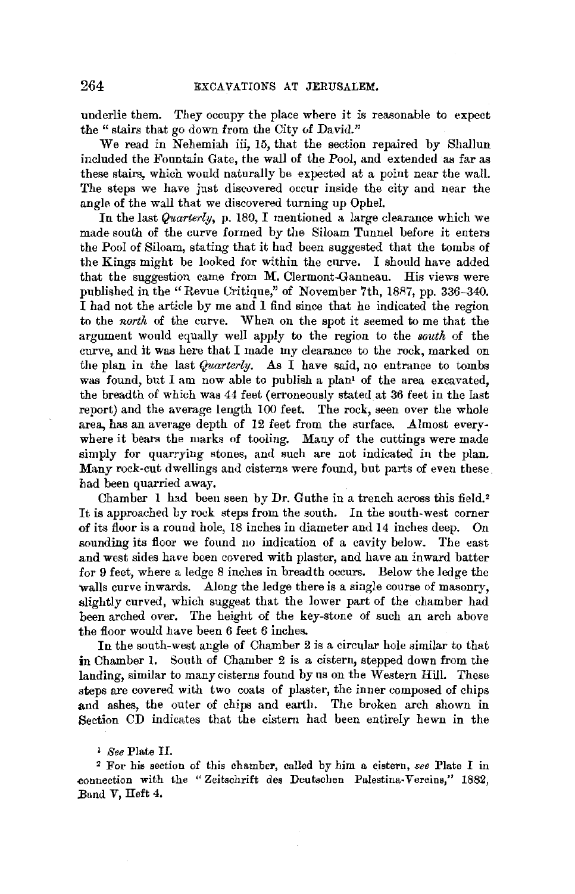underlie them. They occupy the place where it is reasonable to expect the "stairs that go down from the City of David."

We read in Nehemiah iii, 15, that the section repaired by Shallun included the Fountain Gate, the wall of the Pool, and extended as far as these stairs, which would naturally be expected at a point near the wall. The steps we have just discovered occur inside the city and near the angle of the wall that we discovered turning up Ophel.

In the last *Quarterly*, p. 180, I mentioned a large clearance which we made south of the curve formed by the Siloam Tunnel before it enters the Pool of Siloam, stating that it had been suggested that the tombs of the Kings might be looked for within the curve. I should have added that the suggestion came from M. Clermont-Ganneau. His views were published in the "Revue Critique," of November 7th, 1887, pp. 336–340. I had not the article by me and I find since that he indicated the region to the *north* of the curve. When on the spot it seemed to me that the argument would equally well apply to the region to the *south* of the curve, and it was here that I made my clearance to the rock, marked on the plan in the last *Quarterly*. As I have said, no entrance to tombs was found, but I am now able to publish a plan[1] of the area excavated, the breadth of which was 44 feet (erroneously stated at 36 feet in the last report) and the average length 100 feet. The rock, seen over the whole area, has an average depth of 12 feet from the surface. Almost everywhere it bears the marks of tooling. Many of the cuttings were made simply for quarrying stones, and such are not indicated in the plan. Many rock-cut dwellings and cisterns were found, but parts of even these had been quarried away.

Chamber 1 had been seen by Dr. Guthe in a trench across this field.[2] It is approached by rock steps from the south. In the south-west corner of its floor is a round hole, 18 inches in diameter and 14 inches deep. On sounding its floor we found no indication of a cavity below. The east and west sides have been covered with plaster, and have an inward batter for 9 feet, where a ledge 8 inches in breadth occurs. Below the ledge the walls curve inwards. Along the ledge there is a single course of masonry, slightly curved, which suggest that the lower part of the chamber had been arched over. The height of the key-stone of such an arch above the floor would have been 6 feet 6 inches.

In the south-west angle of Chamber 2 is a circular hole similar to that in Chamber 1. South of Chamber 2 is a cistern, stepped down from the landing, similar to many cisterns found by us on the Western Hill. These steps are covered with two coats of plaster, the inner composed of chips and ashes, the outer of chips and earth. The broken arch shown in Section CD indicates that the cistern had been entirely hewn in the

[1] *See* Plate II.

[2] For his section of this chamber, called by him a cistern, *see* Plate I in connection with the "Zeitschrift des Deutschen Palestina-Vereins," 1882, Band V, Heft 4.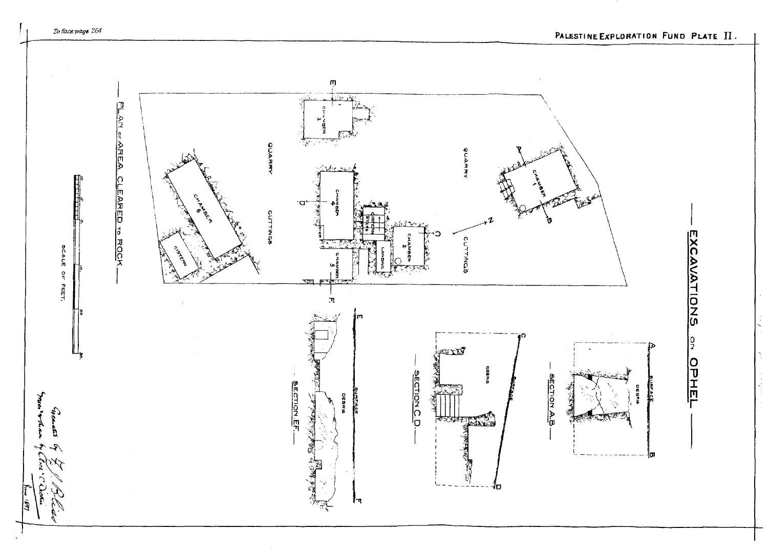To face page 264

PALESTINE EXPLORATION FUND PLATE II.

# EXCAVATIONS ON OPHEL

## PLAN OF AREA CLEARED TO ROCK

QUARRY

CUTTINGS

CHAMBER 1

CHAMBER 2

CHAMBER 3

CHAMBER 4

CHAMBER 5

CHAMBER 6

CISTERN

CISTERN STEPS

LANDING

SCALE OF FEET.

## SECTION A.B.

SURFACE

DEBRIS

## SECTION C.D.

SURFACE

DEBRIS

## SECTION E.F.

SURFACE

DEBRIS

Measured by F. J. Bliss
Traced & drawn by Archd. C. Dickie
June 1897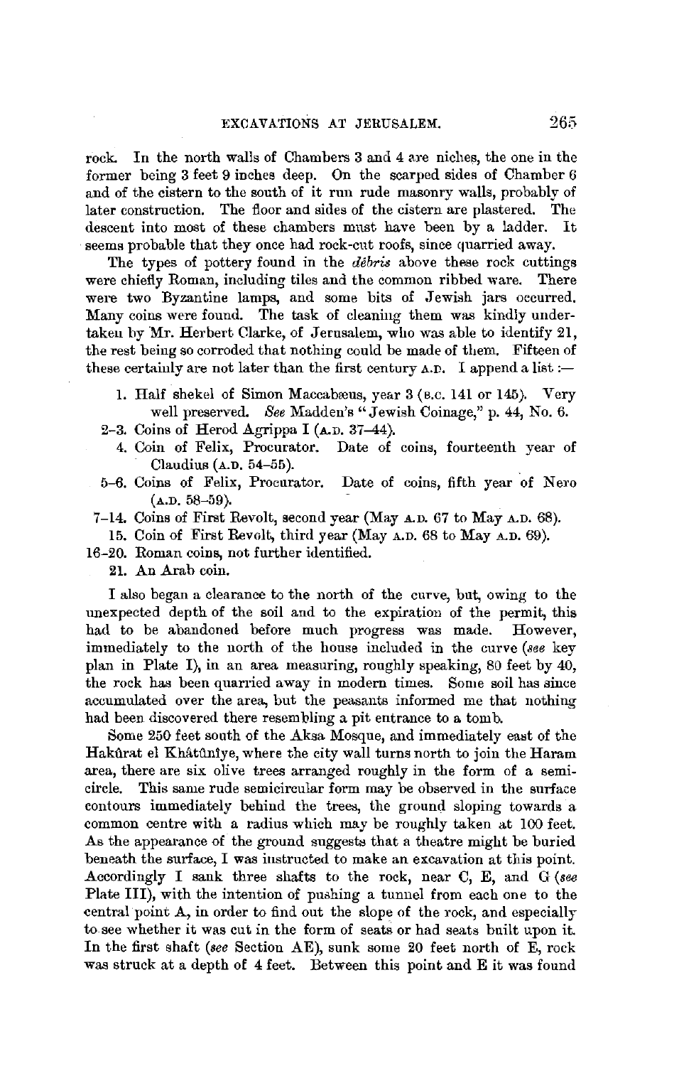rock. In the north walls of Chambers 3 and 4 are niches, the one in the former being 3 feet 9 inches deep. On the scarped sides of Chamber 6 and of the cistern to the south of it run rude masonry walls, probably of later construction. The floor and sides of the cistern are plastered. The descent into most of these chambers must have been by a ladder. It seems probable that they once had rock-cut roofs, since quarried away.

The types of pottery found in the *débris* above these rock cuttings were chiefly Roman, including tiles and the common ribbed ware. There were two Byzantine lamps, and some bits of Jewish jars occurred. Many coins were found. The task of cleaning them was kindly undertaken by Mr. Herbert Clarke, of Jerusalem, who was able to identify 21, the rest being so corroded that nothing could be made of them. Fifteen of these certainly are not later than the first century A.D. I append a list :—

1. Half shekel of Simon Maccabæus, year 3 (B.C. 141 or 145). Very well preserved. *See* Madden's "Jewish Coinage," p. 44, No. 6.

2–3. Coins of Herod Agrippa I (A.D. 37–44).

4. Coin of Felix, Procurator. Date of coins, fourteenth year of Claudius (A.D. 54–55).

5–6. Coins of Felix, Procurator. Date of coins, fifth year of Nero (A.D. 58–59).

7–14. Coins of First Revolt, second year (May A.D. 67 to May A.D. 68).

15. Coin of First Revolt, third year (May A.D. 68 to May A.D. 69).

16–20. Roman coins, not further identified.

21. An Arab coin.

I also began a clearance to the north of the curve, but, owing to the unexpected depth of the soil and to the expiration of the permit, this had to be abandoned before much progress was made. However, immediately to the north of the house included in the curve (*see* key plan in Plate I), in an area measuring, roughly speaking, 80 feet by 40, the rock has been quarried away in modern times. Some soil has since accumulated over the area, but the peasants informed me that nothing had been discovered there resembling a pit entrance to a tomb.

Some 250 feet south of the Aksa Mosque, and immediately east of the Hakûrat el Khâtûnîye, where the city wall turns north to join the Haram area, there are six olive trees arranged roughly in the form of a semicircle. This same rude semicircular form may be observed in the surface contours immediately behind the trees, the ground sloping towards a common centre with a radius which may be roughly taken at 100 feet. As the appearance of the ground suggests that a theatre might be buried beneath the surface, I was instructed to make an excavation at this point. Accordingly I sank three shafts to the rock, near C, E, and G (*see* Plate III), with the intention of pushing a tunnel from each one to the central point A, in order to find out the slope of the rock, and especially to see whether it was cut in the form of seats or had seats built upon it. In the first shaft (*see* Section AE), sunk some 20 feet north of E, rock was struck at a depth of 4 feet. Between this point and E it was found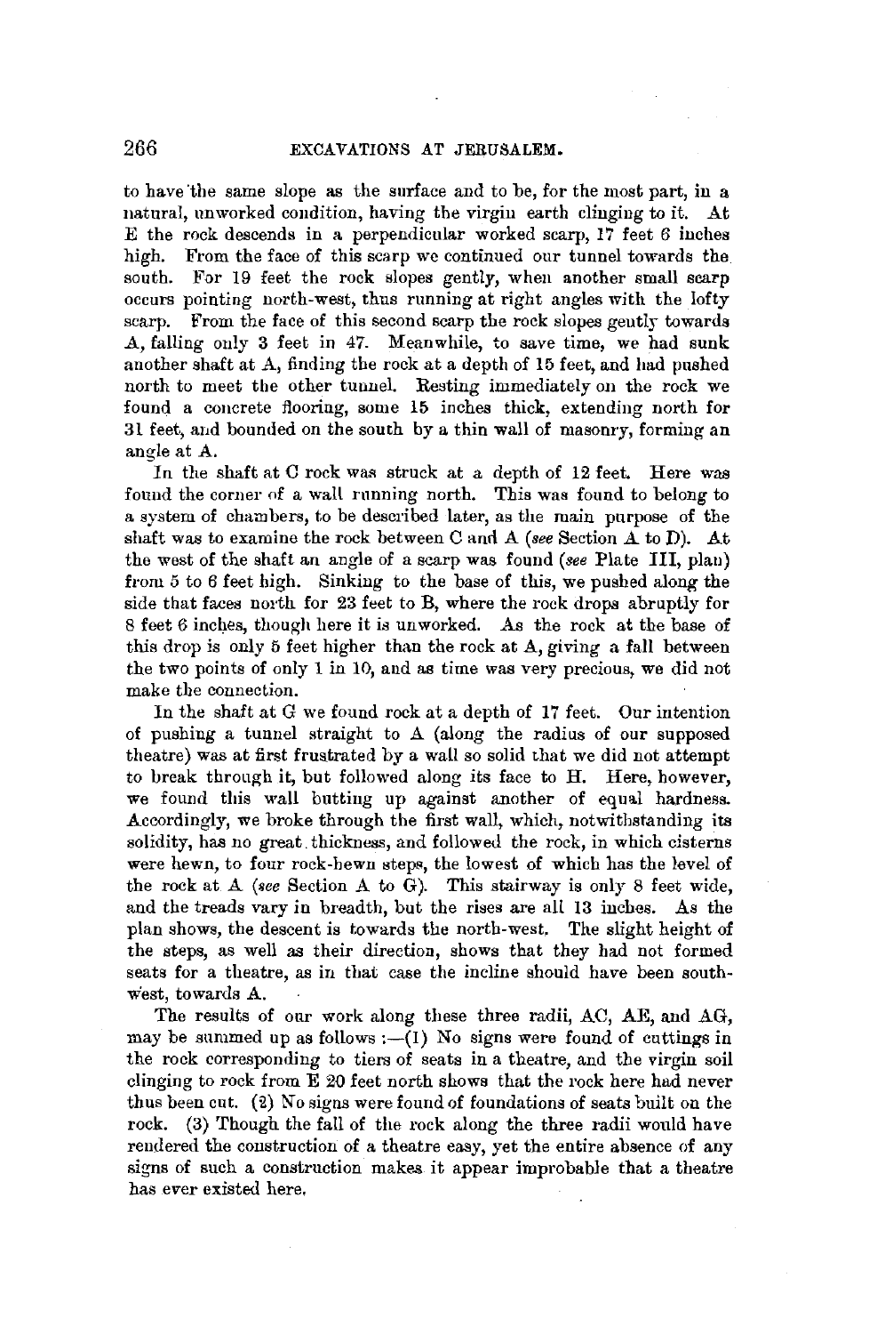to have the same slope as the surface and to be, for the most part, in a natural, unworked condition, having the virgin earth clinging to it. At E the rock descends in a perpendicular worked scarp, 17 feet 6 inches high. From the face of this scarp we continued our tunnel towards the south. For 19 feet the rock slopes gently, when another small scarp occurs pointing north-west, thus running at right angles with the lofty scarp. From the face of this second scarp the rock slopes gently towards A, falling only 3 feet in 47. Meanwhile, to save time, we had sunk another shaft at A, finding the rock at a depth of 15 feet, and had pushed north to meet the other tunnel. Resting immediately on the rock we found a concrete flooring, some 15 inches thick, extending north for 31 feet, and bounded on the south by a thin wall of masonry, forming an angle at A.

In the shaft at C rock was struck at a depth of 12 feet. Here was found the corner of a wall running north. This was found to belong to a system of chambers, to be described later, as the main purpose of the shaft was to examine the rock between C and A (*see* Section A to D). At the west of the shaft an angle of a scarp was found (*see* Plate III, plan) from 5 to 6 feet high. Sinking to the base of this, we pushed along the side that faces north for 23 feet to B, where the rock drops abruptly for 8 feet 6 inches, though here it is unworked. As the rock at the base of this drop is only 5 feet higher than the rock at A, giving a fall between the two points of only 1 in 10, and as time was very precious, we did not make the connection.

In the shaft at G we found rock at a depth of 17 feet. Our intention of pushing a tunnel straight to A (along the radius of our supposed theatre) was at first frustrated by a wall so solid that we did not attempt to break through it, but followed along its face to H. Here, however, we found this wall butting up against another of equal hardness. Accordingly, we broke through the first wall, which, notwithstanding its solidity, has no great thickness, and followed the rock, in which cisterns were hewn, to four rock-hewn steps, the lowest of which has the level of the rock at A (*see* Section A to G). This stairway is only 8 feet wide, and the treads vary in breadth, but the rises are all 13 inches. As the plan shows, the descent is towards the north-west. The slight height of the steps, as well as their direction, shows that they had not formed seats for a theatre, as in that case the incline should have been south-west, towards A.

The results of our work along these three radii, AC, AE, and AG, may be summed up as follows :—(1) No signs were found of cuttings in the rock corresponding to tiers of seats in a theatre, and the virgin soil clinging to rock from E 20 feet north shows that the rock here had never thus been cut. (2) No signs were found of foundations of seats built on the rock. (3) Though the fall of the rock along the three radii would have rendered the construction of a theatre easy, yet the entire absence of any signs of such a construction makes it appear improbable that a theatre has ever existed here.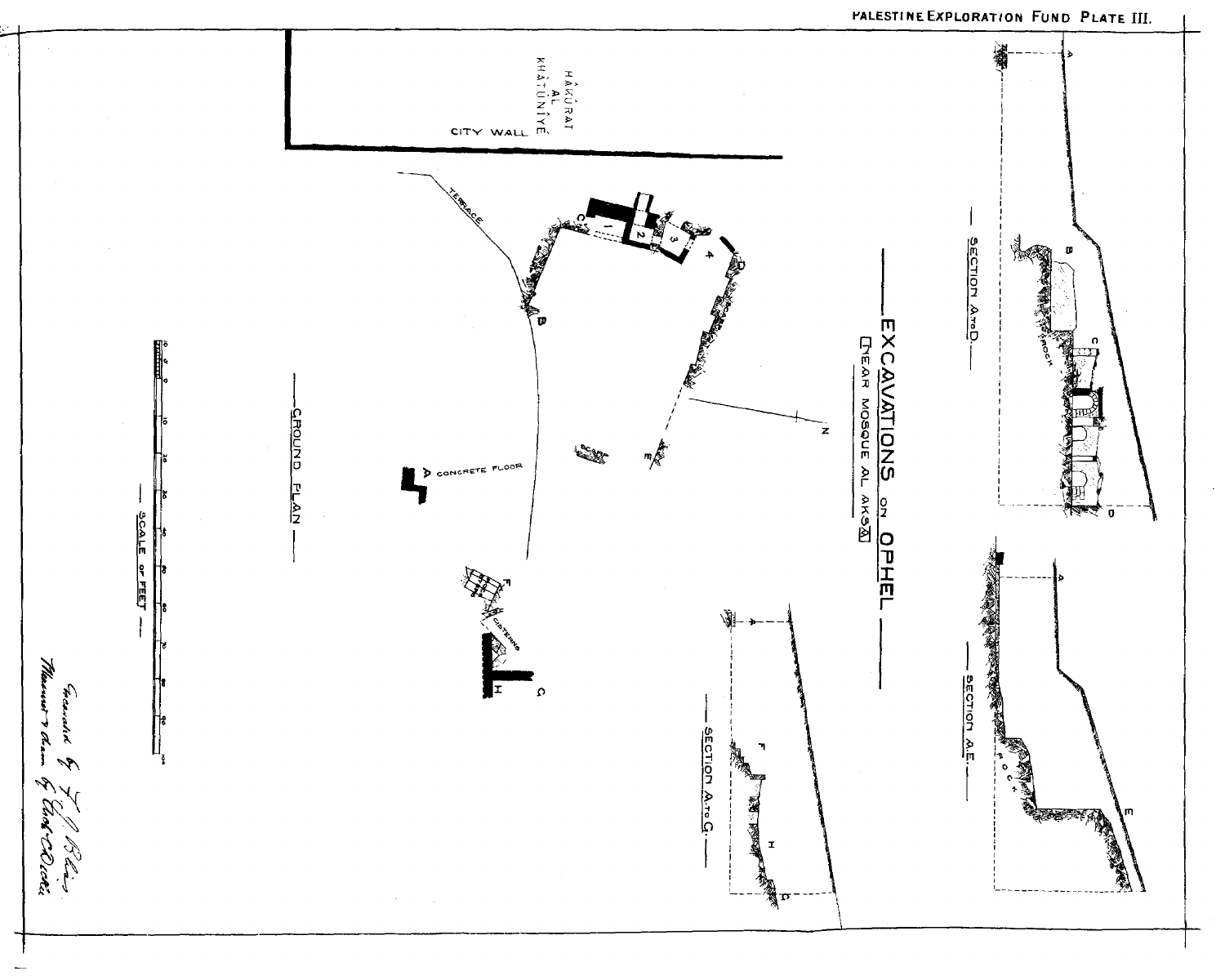PALESTINE EXPLORATION FUND PLATE III.

# EXCAVATIONS ON OPHEL

NEAR MOSQUE AL AKSA

HÂKÛRAT AL KHÂTÛNÎYÉ

CITY WALL

TERRACE

CONCRETE FLOOR

CISTERNS

ROCK

GROUND PLAN

SECTION A TO D

SECTION A.E.

SECTION A TO G.

SCALE OF FEET

Excavated by F. J. Bliss
Measured & drawn by Archd. C. Dickie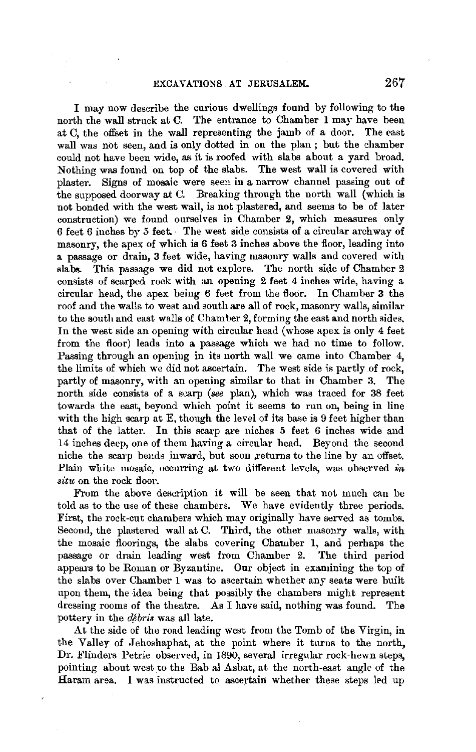I may now describe the curious dwellings found by following to the north the wall struck at C. The entrance to Chamber 1 may have been at C, the offset in the wall representing the jamb of a door. The east wall was not seen, and is only dotted in on the plan; but the chamber could not have been wide, as it is roofed with slabs about a yard broad. Nothing was found on top of the slabs. The west wall is covered with plaster. Signs of mosaic were seen in a narrow channel passing out of the supposed doorway at C. Breaking through the north wall (which is not bonded with the west wall, is not plastered, and seems to be of later construction) we found ourselves in Chamber 2, which measures only 6 feet 6 inches by 5 feet. The west side consists of a circular archway of masonry, the apex of which is 6 feet 3 inches above the floor, leading into a passage or drain, 3 feet wide, having masonry walls and covered with slabs. This passage we did not explore. The north side of Chamber 2 consists of scarped rock with an opening 2 feet 4 inches wide, having a circular head, the apex being 6 feet from the floor. In Chamber 3 the roof and the walls to west and south are all of rock, masonry walls, similar to the south and east walls of Chamber 2, forming the east and north sides. In the west side an opening with circular head (whose apex is only 4 feet from the floor) leads into a passage which we had no time to follow. Passing through an opening in its north wall we came into Chamber 4, the limits of which we did not ascertain. The west side is partly of rock, partly of masonry, with an opening similar to that in Chamber 3. The north side consists of a scarp (*see* plan), which was traced for 38 feet towards the east, beyond which point it seems to run on, being in line with the high scarp at E, though the level of its base is 9 feet higher than that of the latter. In this scarp are niches 5 feet 6 inches wide and 14 inches deep, one of them having a circular head. Beyond the second niche the scarp bends inward, but soon returns to the line by an offset. Plain white mosaic, occurring at two different levels, was observed *in situ* on the rock floor.

From the above description it will be seen that not much can be told as to the use of these chambers. We have evidently three periods. First, the rock-cut chambers which may originally have served as tombs. Second, the plastered wall at C. Third, the other masonry walls, with the mosaic floorings, the slabs covering Chamber 1, and perhaps the passage or drain leading west from Chamber 2. The third period appears to be Roman or Byzantine. Our object in examining the top of the slabs over Chamber 1 was to ascertain whether any seats were built upon them, the idea being that possibly the chambers might represent dressing rooms of the theatre. As I have said, nothing was found. The pottery in the *débris* was all late.

At the side of the road leading west from the Tomb of the Virgin, in the Valley of Jehoshaphat, at the point where it turns to the north, Dr. Flinders Petrie observed, in 1890, several irregular rock-hewn steps, pointing about west to the Bab al Asbat, at the north-east angle of the Haram area. I was instructed to ascertain whether these steps led up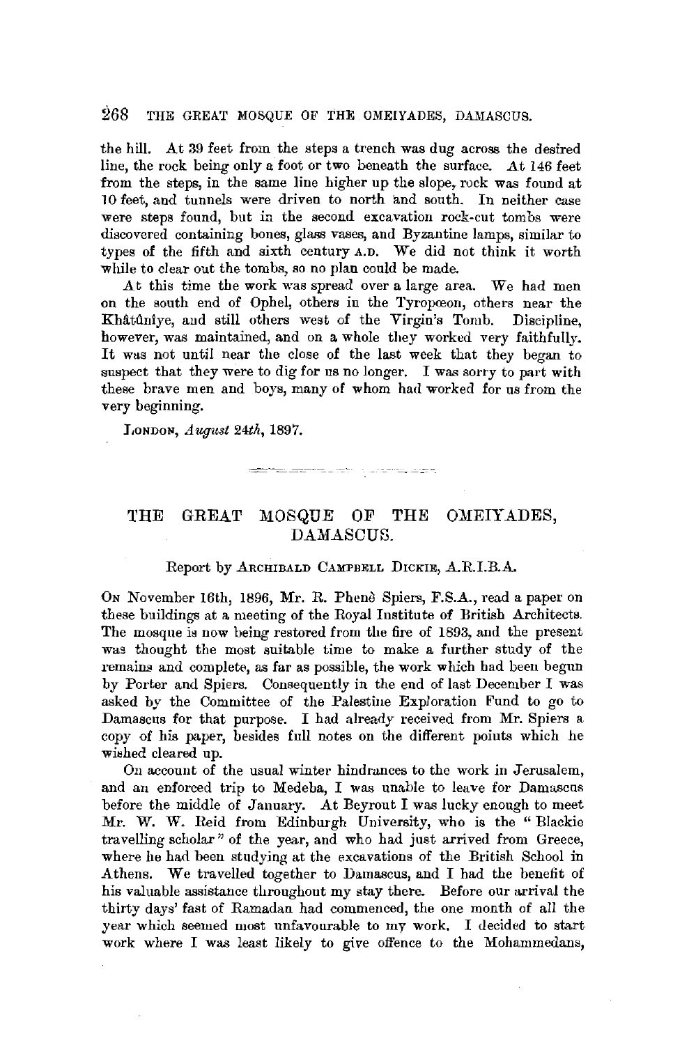the hill. At 39 feet from the steps a trench was dug across the desired line, the rock being only a foot or two beneath the surface. At 146 feet from the steps, in the same line higher up the slope, rock was found at 10 feet, and tunnels were driven to north and south. In neither case were steps found, but in the second excavation rock-cut tombs were discovered containing bones, glass vases, and Byzantine lamps, similar to types of the fifth and sixth century A.D. We did not think it worth while to clear out the tombs, so no plan could be made.

At this time the work was spread over a large area. We had men on the south end of Ophel, others in the Tyropœon, others near the Khâtûnîye, and still others west of the Virgin's Tomb. Discipline, however, was maintained, and on a whole they worked very faithfully. It was not until near the close of the last week that they began to suspect that they were to dig for us no longer. I was sorry to part with these brave men and boys, many of whom had worked for us from the very beginning.

LONDON, *August 24th*, 1897.

## THE GREAT MOSQUE OF THE OMEIYADES, DAMASCUS.

Report by ARCHIBALD CAMPBELL DICKIE, A.R.I.B.A.

ON November 16th, 1896, Mr. R. Phenè Spiers, F.S.A., read a paper on these buildings at a meeting of the Royal Institute of British Architects. The mosque is now being restored from the fire of 1893, and the present was thought the most suitable time to make a further study of the remains and complete, as far as possible, the work which had been begun by Porter and Spiers. Consequently in the end of last December I was asked by the Committee of the Palestine Exploration Fund to go to Damascus for that purpose. I had already received from Mr. Spiers a copy of his paper, besides full notes on the different points which he wished cleared up.

On account of the usual winter hindrances to the work in Jerusalem, and an enforced trip to Medeba, I was unable to leave for Damascus before the middle of January. At Beyrout I was lucky enough to meet Mr. W. W. Reid from Edinburgh University, who is the "Blackie travelling scholar" of the year, and who had just arrived from Greece, where he had been studying at the excavations of the British School in Athens. We travelled together to Damascus, and I had the benefit of his valuable assistance throughout my stay there. Before our arrival the thirty days' fast of Ramadan had commenced, the one month of all the year which seemed most unfavourable to my work. I decided to start work where I was least likely to give offence to the Mohammedans,